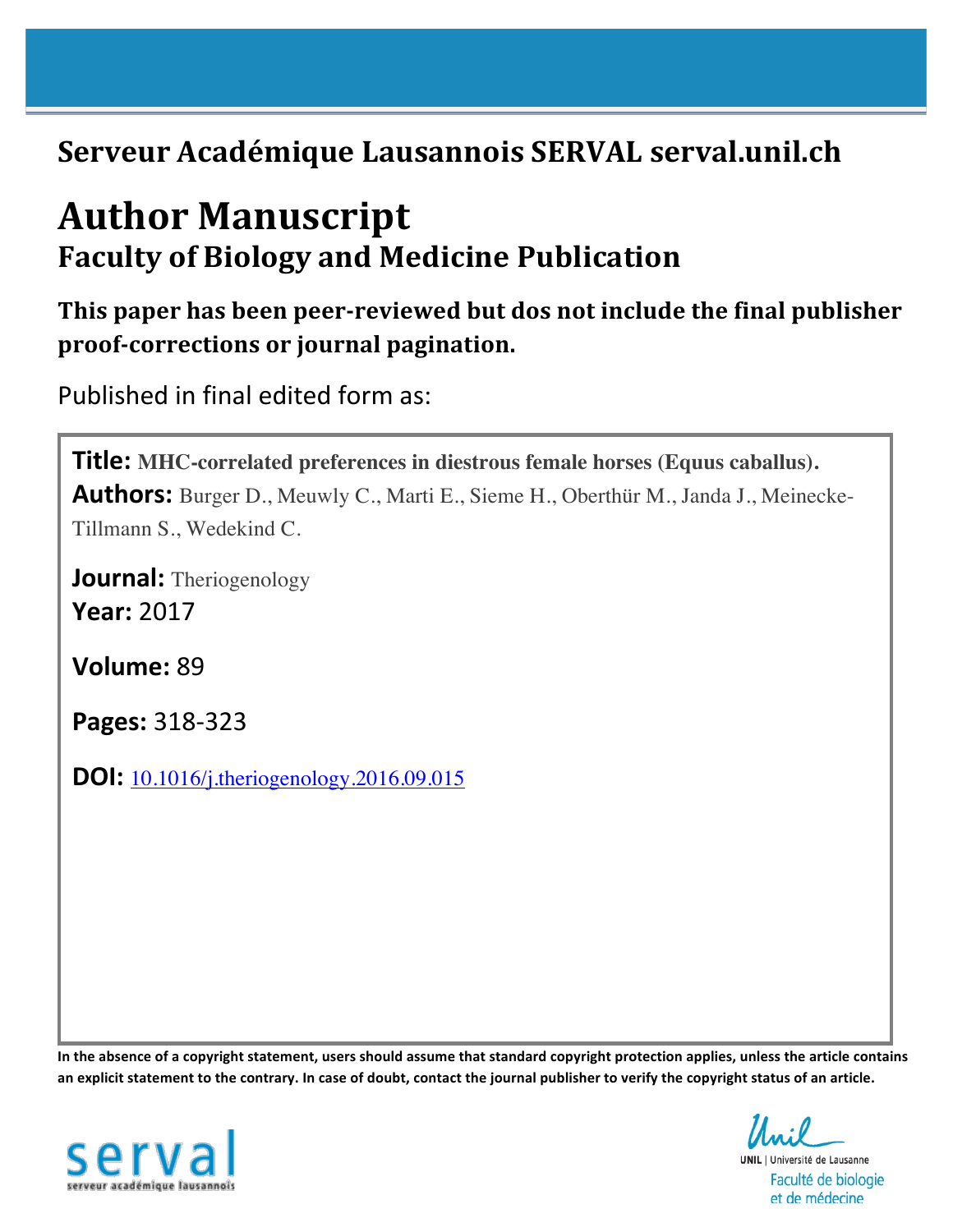# Serveur Académique Lausannois SERVAL serval.unil.ch

# Author Manuscript

## Faculty of Biology and Medicine Publication

**This paper has been peer-reviewed but dos not include the final publisher proof-corrections or journal pagination.**

Published in final edited form as:

**Title:** **MHC-correlated preferences in diestrous female horses (Equus caballus).**
**Authors:** Burger D., Meuwly C., Marti E., Sieme H., Oberthür M., Janda J., Meinecke-Tillmann S., Wedekind C.

**Journal:** Theriogenology
**Year:** 2017

**Volume:** 89

**Pages:** 318-323

**DOI:** 10.1016/j.theriogenology.2016.09.015

**In the absence of a copyright statement, users should assume that standard copyright protection applies, unless the article contains an explicit statement to the contrary. In case of doubt, contact the journal publisher to verify the copyright status of an article.**

serval
serveur académique lausannois

UNIL | Université de Lausanne
Faculté de biologie et de médecine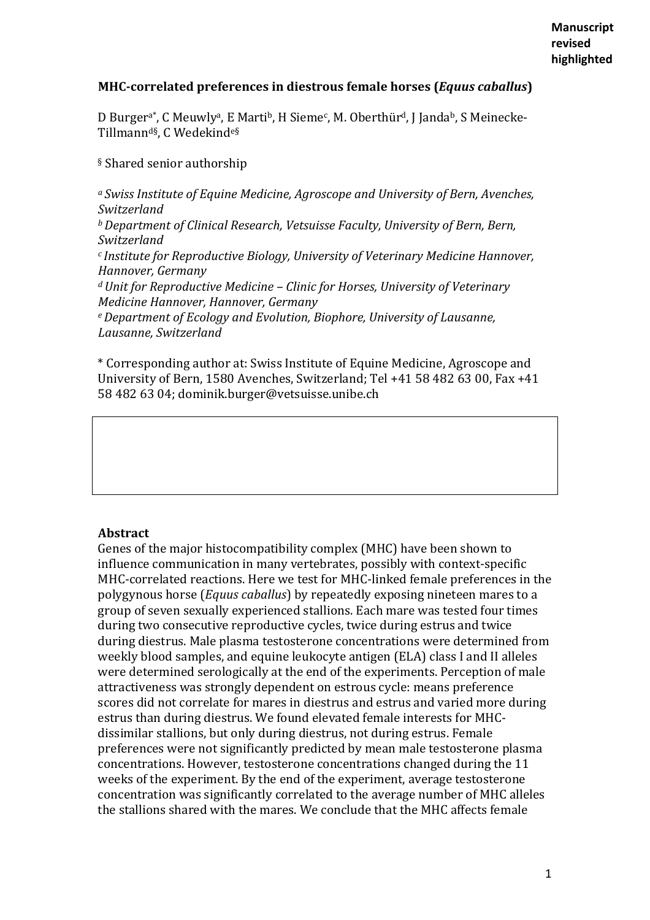**Manuscript revised highlighted**

**MHC-correlated preferences in diestrous female horses (*Equus caballus*)**

D Burger[a*], C Meuwly[a], E Marti[b], H Sieme[c], M. Oberthür[d], J Janda[b], S Meinecke-Tillmann[d§], C Wedekind[e§]

[§] Shared senior authorship

[a] *Swiss Institute of Equine Medicine, Agroscope and University of Bern, Avenches, Switzerland*
[b] *Department of Clinical Research, Vetsuisse Faculty, University of Bern, Bern, Switzerland*
[c] *Institute for Reproductive Biology, University of Veterinary Medicine Hannover, Hannover, Germany*
[d] *Unit for Reproductive Medicine – Clinic for Horses, University of Veterinary Medicine Hannover, Hannover, Germany*
[e] *Department of Ecology and Evolution, Biophore, University of Lausanne, Lausanne, Switzerland*

\* Corresponding author at: Swiss Institute of Equine Medicine, Agroscope and University of Bern, 1580 Avenches, Switzerland; Tel +41 58 482 63 00, Fax +41 58 482 63 04; dominik.burger@vetsuisse.unibe.ch

## Abstract

Genes of the major histocompatibility complex (MHC) have been shown to influence communication in many vertebrates, possibly with context-specific MHC-correlated reactions. Here we test for MHC-linked female preferences in the polygynous horse (*Equus caballus*) by repeatedly exposing nineteen mares to a group of seven sexually experienced stallions. Each mare was tested four times during two consecutive reproductive cycles, twice during estrus and twice during diestrus. Male plasma testosterone concentrations were determined from weekly blood samples, and equine leukocyte antigen (ELA) class I and II alleles were determined serologically at the end of the experiments. Perception of male attractiveness was strongly dependent on estrous cycle: means preference scores did not correlate for mares in diestrus and estrus and varied more during estrus than during diestrus. We found elevated female interests for MHC-dissimilar stallions, but only during diestrus, not during estrus. Female preferences were not significantly predicted by mean male testosterone plasma concentrations. However, testosterone concentrations changed during the 11 weeks of the experiment. By the end of the experiment, average testosterone concentration was significantly correlated to the average number of MHC alleles the stallions shared with the mares. We conclude that the MHC affects female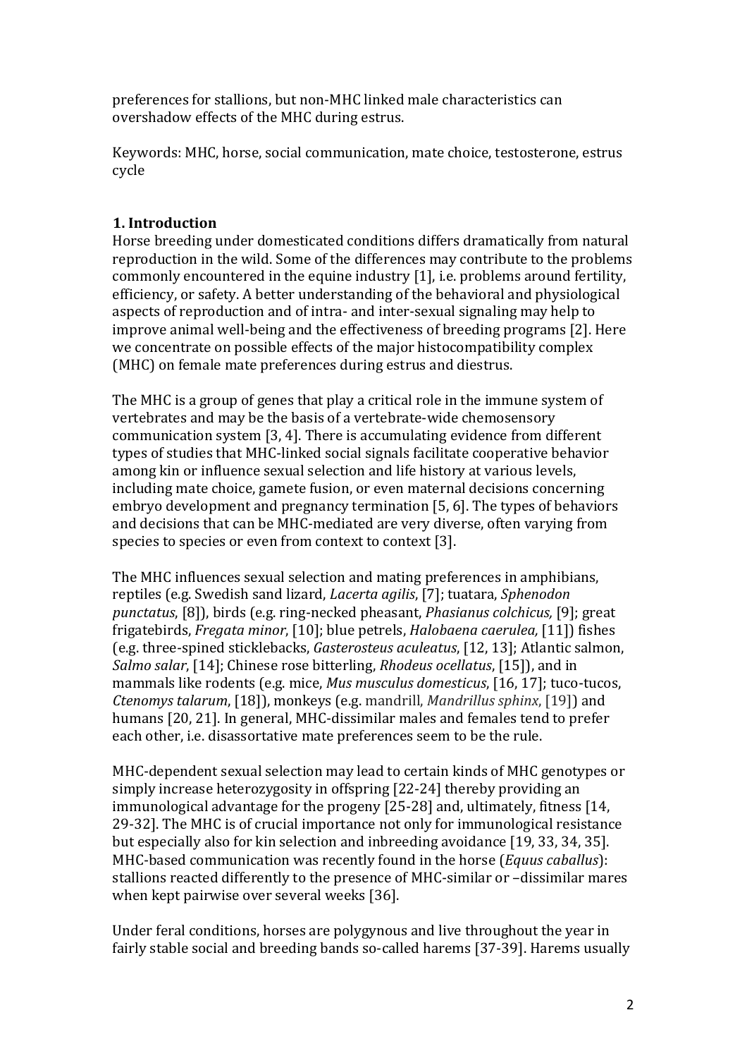preferences for stallions, but non-MHC linked male characteristics can overshadow effects of the MHC during estrus.

Keywords: MHC, horse, social communication, mate choice, testosterone, estrus cycle

## 1. Introduction

Horse breeding under domesticated conditions differs dramatically from natural reproduction in the wild. Some of the differences may contribute to the problems commonly encountered in the equine industry [1], i.e. problems around fertility, efficiency, or safety. A better understanding of the behavioral and physiological aspects of reproduction and of intra- and inter-sexual signaling may help to improve animal well-being and the effectiveness of breeding programs [2]. Here we concentrate on possible effects of the major histocompatibility complex (MHC) on female mate preferences during estrus and diestrus.

The MHC is a group of genes that play a critical role in the immune system of vertebrates and may be the basis of a vertebrate-wide chemosensory communication system [3, 4]. There is accumulating evidence from different types of studies that MHC-linked social signals facilitate cooperative behavior among kin or influence sexual selection and life history at various levels, including mate choice, gamete fusion, or even maternal decisions concerning embryo development and pregnancy termination [5, 6]. The types of behaviors and decisions that can be MHC-mediated are very diverse, often varying from species to species or even from context to context [3].

The MHC influences sexual selection and mating preferences in amphibians, reptiles (e.g. Swedish sand lizard, *Lacerta agilis*, [7]; tuatara, *Sphenodon punctatus*, [8]), birds (e.g. ring-necked pheasant, *Phasianus colchicus,* [9]; great frigatebirds, *Fregata minor*, [10]; blue petrels, *Halobaena caerulea,* [11]) fishes (e.g. three-spined sticklebacks, *Gasterosteus aculeatus*, [12, 13]; Atlantic salmon, *Salmo salar*, [14]; Chinese rose bitterling, *Rhodeus ocellatus*, [15]), and in mammals like rodents (e.g. mice, *Mus musculus domesticus*, [16, 17]; tuco-tucos, *Ctenomys talarum*, [18]), monkeys (e.g. mandrill, *Mandrillus sphinx*, [19]) and humans [20, 21]. In general, MHC-dissimilar males and females tend to prefer each other, i.e. disassortative mate preferences seem to be the rule.

MHC-dependent sexual selection may lead to certain kinds of MHC genotypes or simply increase heterozygosity in offspring [22-24] thereby providing an immunological advantage for the progeny [25-28] and, ultimately, fitness [14, 29-32]. The MHC is of crucial importance not only for immunological resistance but especially also for kin selection and inbreeding avoidance [19, 33, 34, 35]. MHC-based communication was recently found in the horse (*Equus caballus*): stallions reacted differently to the presence of MHC-similar or –dissimilar mares when kept pairwise over several weeks [36].

Under feral conditions, horses are polygynous and live throughout the year in fairly stable social and breeding bands so-called harems [37-39]. Harems usually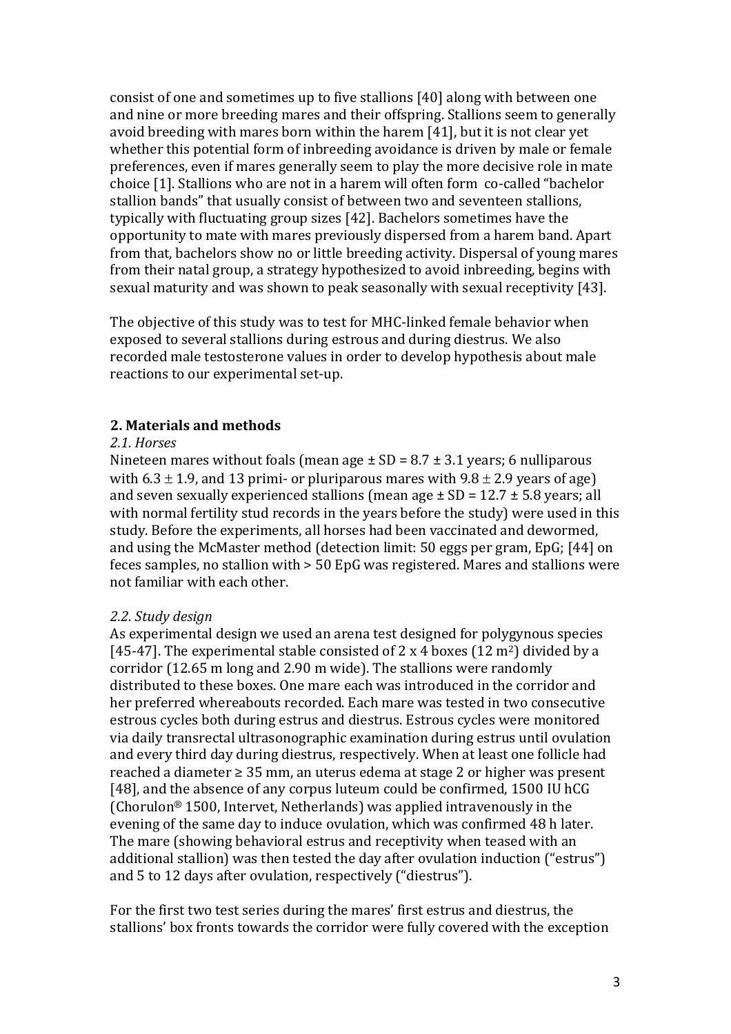consist of one and sometimes up to five stallions [40] along with between one and nine or more breeding mares and their offspring. Stallions seem to generally avoid breeding with mares born within the harem [41], but it is not clear yet whether this potential form of inbreeding avoidance is driven by male or female preferences, even if mares generally seem to play the more decisive role in mate choice [1]. Stallions who are not in a harem will often form co-called "bachelor stallion bands" that usually consist of between two and seventeen stallions, typically with fluctuating group sizes [42]. Bachelors sometimes have the opportunity to mate with mares previously dispersed from a harem band. Apart from that, bachelors show no or little breeding activity. Dispersal of young mares from their natal group, a strategy hypothesized to avoid inbreeding, begins with sexual maturity and was shown to peak seasonally with sexual receptivity [43].

The objective of this study was to test for MHC-linked female behavior when exposed to several stallions during estrous and during diestrus. We also recorded male testosterone values in order to develop hypothesis about male reactions to our experimental set-up.

## 2. Materials and methods

### *2.1. Horses*

Nineteen mares without foals (mean age ± SD = 8.7 ± 3.1 years; 6 nulliparous with 6.3 ± 1.9, and 13 primi- or pluriparous mares with 9.8 ± 2.9 years of age) and seven sexually experienced stallions (mean age ± SD = 12.7 ± 5.8 years; all with normal fertility stud records in the years before the study) were used in this study. Before the experiments, all horses had been vaccinated and dewormed, and using the McMaster method (detection limit: 50 eggs per gram, EpG; [44] on feces samples, no stallion with > 50 EpG was registered. Mares and stallions were not familiar with each other.

### *2.2. Study design*

As experimental design we used an arena test designed for polygynous species [45-47]. The experimental stable consisted of 2 x 4 boxes (12 m$^2$) divided by a corridor (12.65 m long and 2.90 m wide). The stallions were randomly distributed to these boxes. One mare each was introduced in the corridor and her preferred whereabouts recorded. Each mare was tested in two consecutive estrous cycles both during estrus and diestrus. Estrous cycles were monitored via daily transrectal ultrasonographic examination during estrus until ovulation and every third day during diestrus, respectively. When at least one follicle had reached a diameter ≥ 35 mm, an uterus edema at stage 2 or higher was present [48], and the absence of any corpus luteum could be confirmed, 1500 IU hCG (Chorulon® 1500, Intervet, Netherlands) was applied intravenously in the evening of the same day to induce ovulation, which was confirmed 48 h later. The mare (showing behavioral estrus and receptivity when teased with an additional stallion) was then tested the day after ovulation induction ("estrus") and 5 to 12 days after ovulation, respectively ("diestrus").

For the first two test series during the mares' first estrus and diestrus, the stallions' box fronts towards the corridor were fully covered with the exception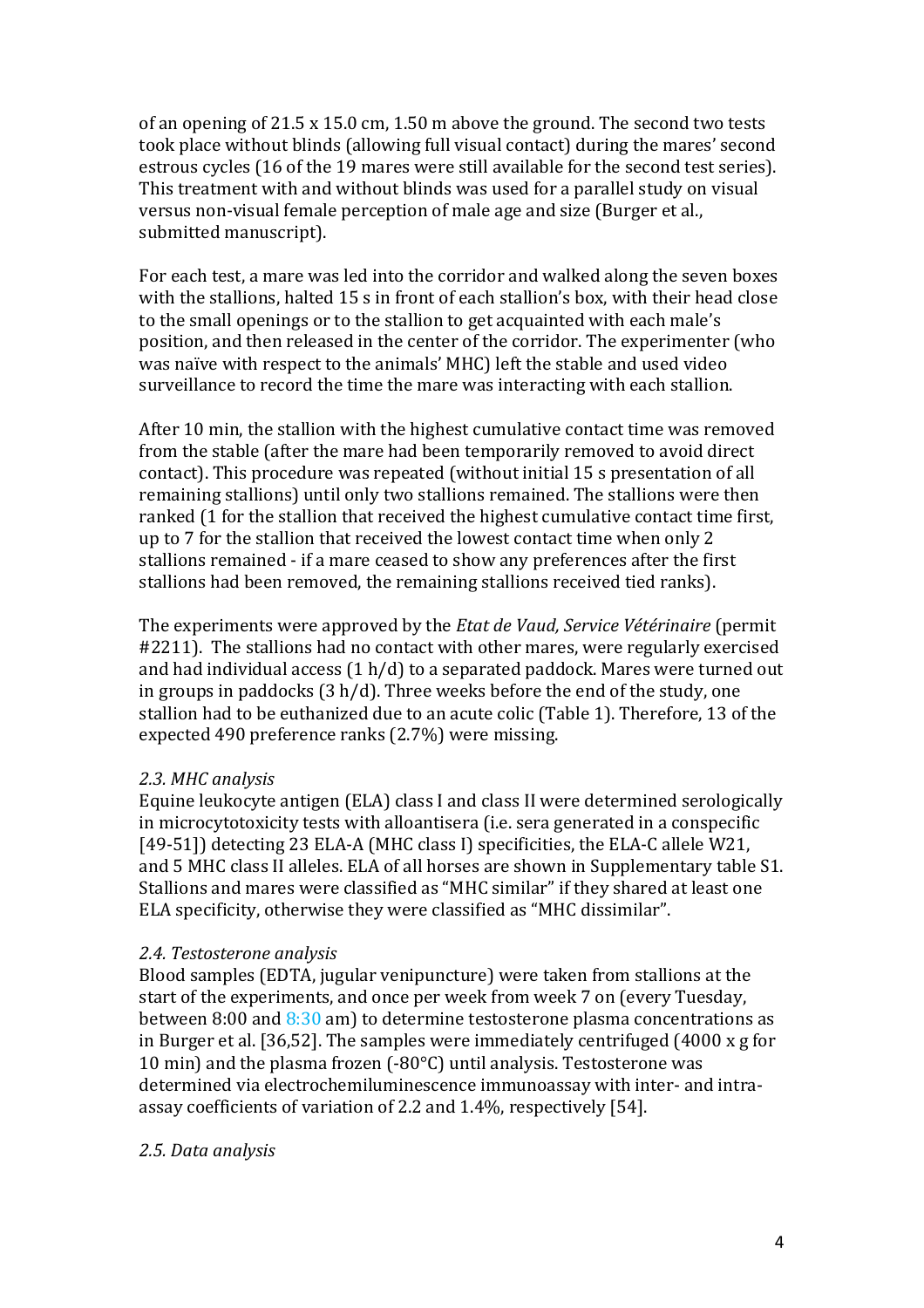of an opening of 21.5 x 15.0 cm, 1.50 m above the ground. The second two tests took place without blinds (allowing full visual contact) during the mares' second estrous cycles (16 of the 19 mares were still available for the second test series). This treatment with and without blinds was used for a parallel study on visual versus non-visual female perception of male age and size (Burger et al., submitted manuscript).

For each test, a mare was led into the corridor and walked along the seven boxes with the stallions, halted 15 s in front of each stallion's box, with their head close to the small openings or to the stallion to get acquainted with each male's position, and then released in the center of the corridor. The experimenter (who was naïve with respect to the animals' MHC) left the stable and used video surveillance to record the time the mare was interacting with each stallion.

After 10 min, the stallion with the highest cumulative contact time was removed from the stable (after the mare had been temporarily removed to avoid direct contact). This procedure was repeated (without initial 15 s presentation of all remaining stallions) until only two stallions remained. The stallions were then ranked (1 for the stallion that received the highest cumulative contact time first, up to 7 for the stallion that received the lowest contact time when only 2 stallions remained - if a mare ceased to show any preferences after the first stallions had been removed, the remaining stallions received tied ranks).

The experiments were approved by the *Etat de Vaud, Service Vétérinaire* (permit #2211). The stallions had no contact with other mares, were regularly exercised and had individual access (1 h/d) to a separated paddock. Mares were turned out in groups in paddocks (3 h/d). Three weeks before the end of the study, one stallion had to be euthanized due to an acute colic (Table 1). Therefore, 13 of the expected 490 preference ranks (2.7%) were missing.

### *2.3. MHC analysis*

Equine leukocyte antigen (ELA) class I and class II were determined serologically in microcytotoxicity tests with alloantisera (i.e. sera generated in a conspecific [49-51]) detecting 23 ELA-A (MHC class I) specificities, the ELA-C allele W21, and 5 MHC class II alleles. ELA of all horses are shown in Supplementary table S1. Stallions and mares were classified as "MHC similar" if they shared at least one ELA specificity, otherwise they were classified as "MHC dissimilar".

### *2.4. Testosterone analysis*

Blood samples (EDTA, jugular venipuncture) were taken from stallions at the start of the experiments, and once per week from week 7 on (every Tuesday, between 8:00 and 8:30 am) to determine testosterone plasma concentrations as in Burger et al. [36,52]. The samples were immediately centrifuged (4000 x g for 10 min) and the plasma frozen (-80°C) until analysis. Testosterone was determined via electrochemiluminescence immunoassay with inter- and intra-assay coefficients of variation of 2.2 and 1.4%, respectively [54].

### *2.5. Data analysis*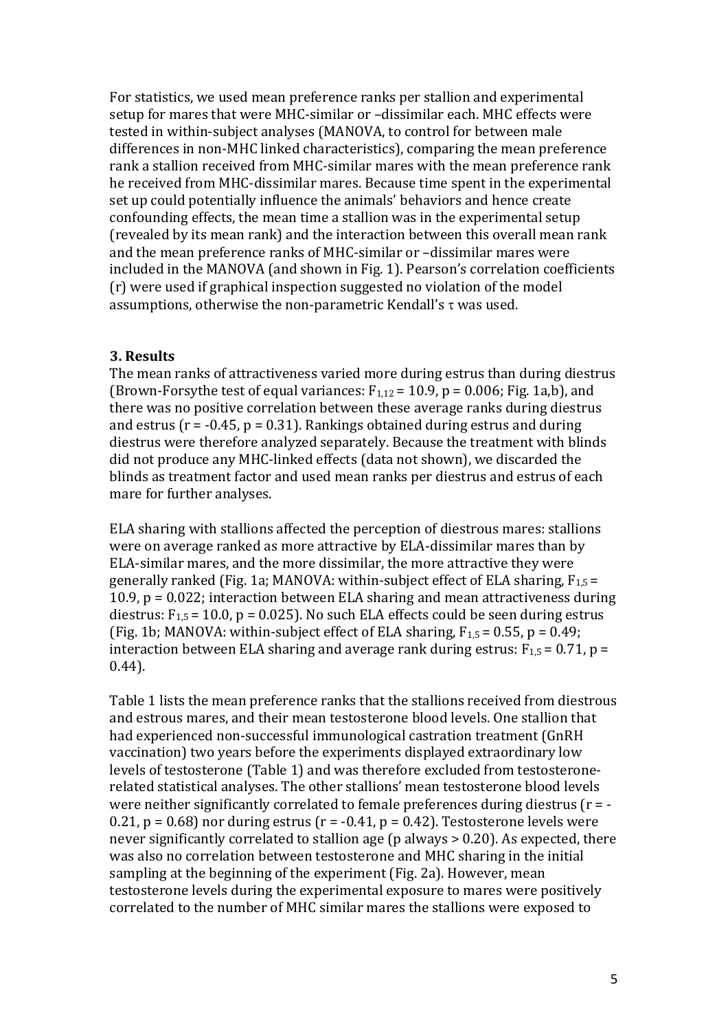For statistics, we used mean preference ranks per stallion and experimental setup for mares that were MHC-similar or –dissimilar each. MHC effects were tested in within-subject analyses (MANOVA, to control for between male differences in non-MHC linked characteristics), comparing the mean preference rank a stallion received from MHC-similar mares with the mean preference rank he received from MHC-dissimilar mares. Because time spent in the experimental set up could potentially influence the animals' behaviors and hence create confounding effects, the mean time a stallion was in the experimental setup (revealed by its mean rank) and the interaction between this overall mean rank and the mean preference ranks of MHC-similar or –dissimilar mares were included in the MANOVA (and shown in Fig. 1). Pearson's correlation coefficients (r) were used if graphical inspection suggested no violation of the model assumptions, otherwise the non-parametric Kendall's $\tau$ was used.

### 3. Results

The mean ranks of attractiveness varied more during estrus than during diestrus (Brown-Forsythe test of equal variances: $F_{1,12} = 10.9$, $p = 0.006$; Fig. 1a,b), and there was no positive correlation between these average ranks during diestrus and estrus ($r = -0.45$, $p = 0.31$). Rankings obtained during estrus and during diestrus were therefore analyzed separately. Because the treatment with blinds did not produce any MHC-linked effects (data not shown), we discarded the blinds as treatment factor and used mean ranks per diestrus and estrus of each mare for further analyses.

ELA sharing with stallions affected the perception of diestrous mares: stallions were on average ranked as more attractive by ELA-dissimilar mares than by ELA-similar mares, and the more dissimilar, the more attractive they were generally ranked (Fig. 1a; MANOVA: within-subject effect of ELA sharing, $F_{1,5} = 10.9$, $p = 0.022$; interaction between ELA sharing and mean attractiveness during diestrus: $F_{1,5} = 10.0$, $p = 0.025$). No such ELA effects could be seen during estrus (Fig. 1b; MANOVA: within-subject effect of ELA sharing, $F_{1,5} = 0.55$, $p = 0.49$; interaction between ELA sharing and average rank during estrus: $F_{1,5} = 0.71$, $p = 0.44$).

Table 1 lists the mean preference ranks that the stallions received from diestrous and estrous mares, and their mean testosterone blood levels. One stallion that had experienced non-successful immunological castration treatment (GnRH vaccination) two years before the experiments displayed extraordinary low levels of testosterone (Table 1) and was therefore excluded from testosterone-related statistical analyses. The other stallions' mean testosterone blood levels were neither significantly correlated to female preferences during diestrus ($r = -0.21$, $p = 0.68$) nor during estrus ($r = -0.41$, $p = 0.42$). Testosterone levels were never significantly correlated to stallion age ($p$ always $> 0.20$). As expected, there was also no correlation between testosterone and MHC sharing in the initial sampling at the beginning of the experiment (Fig. 2a). However, mean testosterone levels during the experimental exposure to mares were positively correlated to the number of MHC similar mares the stallions were exposed to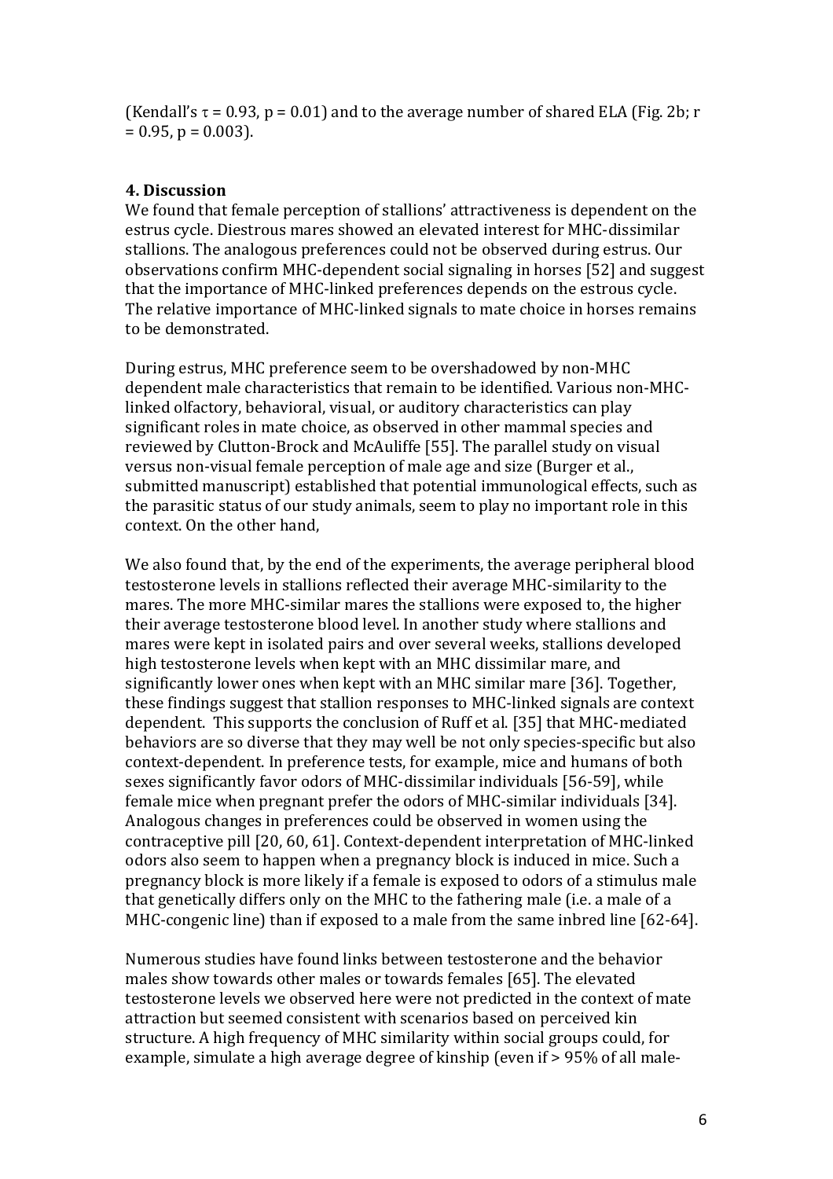(Kendall's $\tau = 0.93$, $p = 0.01$) and to the average number of shared ELA (Fig. 2b; $r = 0.95$, $p = 0.003$).

## 4. Discussion

We found that female perception of stallions' attractiveness is dependent on the estrus cycle. Diestrous mares showed an elevated interest for MHC-dissimilar stallions. The analogous preferences could not be observed during estrus. Our observations confirm MHC-dependent social signaling in horses [52] and suggest that the importance of MHC-linked preferences depends on the estrous cycle. The relative importance of MHC-linked signals to mate choice in horses remains to be demonstrated.

During estrus, MHC preference seem to be overshadowed by non-MHC dependent male characteristics that remain to be identified. Various non-MHC-linked olfactory, behavioral, visual, or auditory characteristics can play significant roles in mate choice, as observed in other mammal species and reviewed by Clutton-Brock and McAuliffe [55]. The parallel study on visual versus non-visual female perception of male age and size (Burger et al., submitted manuscript) established that potential immunological effects, such as the parasitic status of our study animals, seem to play no important role in this context. On the other hand,

We also found that, by the end of the experiments, the average peripheral blood testosterone levels in stallions reflected their average MHC-similarity to the mares. The more MHC-similar mares the stallions were exposed to, the higher their average testosterone blood level. In another study where stallions and mares were kept in isolated pairs and over several weeks, stallions developed high testosterone levels when kept with an MHC dissimilar mare, and significantly lower ones when kept with an MHC similar mare [36]. Together, these findings suggest that stallion responses to MHC-linked signals are context dependent. This supports the conclusion of Ruff et al. [35] that MHC-mediated behaviors are so diverse that they may well be not only species-specific but also context-dependent. In preference tests, for example, mice and humans of both sexes significantly favor odors of MHC-dissimilar individuals [56-59], while female mice when pregnant prefer the odors of MHC-similar individuals [34]. Analogous changes in preferences could be observed in women using the contraceptive pill [20, 60, 61]. Context-dependent interpretation of MHC-linked odors also seem to happen when a pregnancy block is induced in mice. Such a pregnancy block is more likely if a female is exposed to odors of a stimulus male that genetically differs only on the MHC to the fathering male (i.e. a male of a MHC-congenic line) than if exposed to a male from the same inbred line [62-64].

Numerous studies have found links between testosterone and the behavior males show towards other males or towards females [65]. The elevated testosterone levels we observed here were not predicted in the context of mate attraction but seemed consistent with scenarios based on perceived kin structure. A high frequency of MHC similarity within social groups could, for example, simulate a high average degree of kinship (even if > 95% of all male-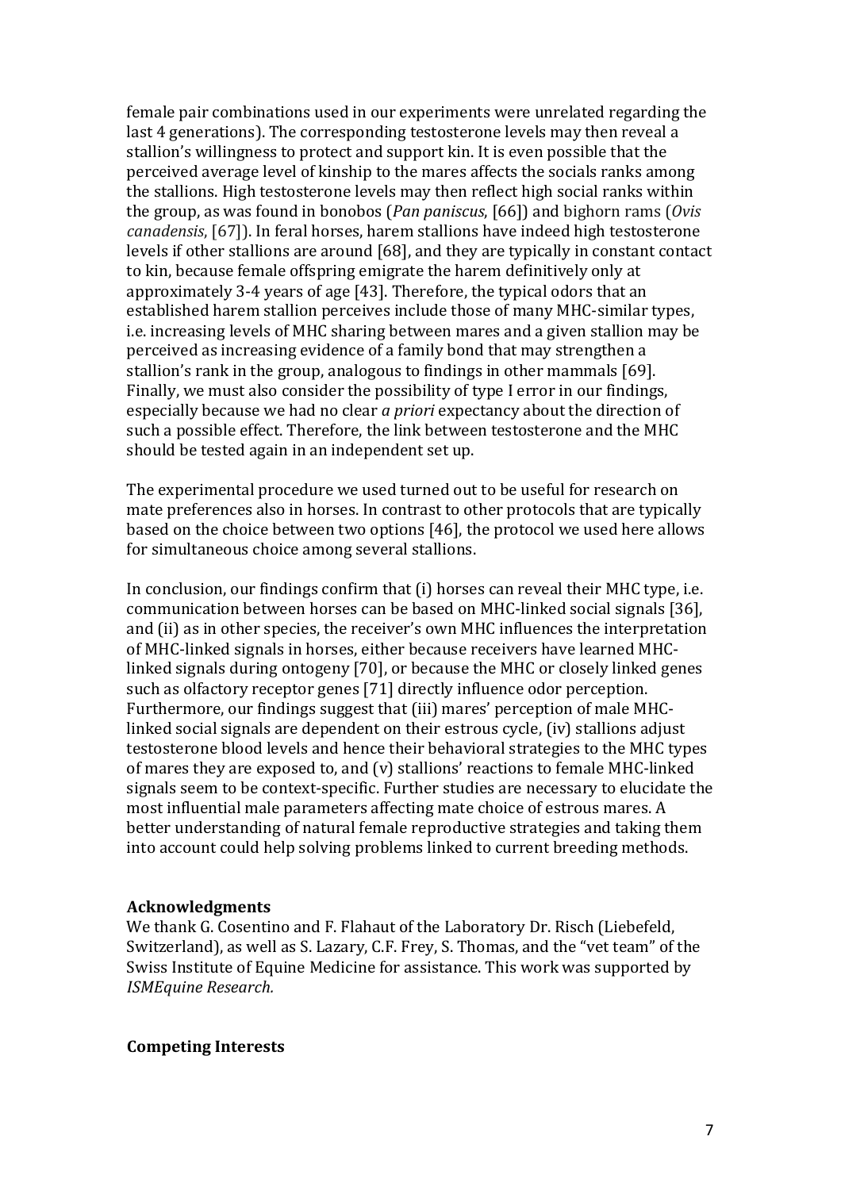female pair combinations used in our experiments were unrelated regarding the last 4 generations). The corresponding testosterone levels may then reveal a stallion's willingness to protect and support kin. It is even possible that the perceived average level of kinship to the mares affects the socials ranks among the stallions. High testosterone levels may then reflect high social ranks within the group, as was found in bonobos (*Pan paniscus*, [66]) and bighorn rams (*Ovis canadensis*, [67]). In feral horses, harem stallions have indeed high testosterone levels if other stallions are around [68], and they are typically in constant contact to kin, because female offspring emigrate the harem definitively only at approximately 3-4 years of age [43]. Therefore, the typical odors that an established harem stallion perceives include those of many MHC-similar types, i.e. increasing levels of MHC sharing between mares and a given stallion may be perceived as increasing evidence of a family bond that may strengthen a stallion's rank in the group, analogous to findings in other mammals [69]. Finally, we must also consider the possibility of type I error in our findings, especially because we had no clear *a priori* expectancy about the direction of such a possible effect. Therefore, the link between testosterone and the MHC should be tested again in an independent set up.

The experimental procedure we used turned out to be useful for research on mate preferences also in horses. In contrast to other protocols that are typically based on the choice between two options [46], the protocol we used here allows for simultaneous choice among several stallions.

In conclusion, our findings confirm that (i) horses can reveal their MHC type, i.e. communication between horses can be based on MHC-linked social signals [36], and (ii) as in other species, the receiver's own MHC influences the interpretation of MHC-linked signals in horses, either because receivers have learned MHC-linked signals during ontogeny [70], or because the MHC or closely linked genes such as olfactory receptor genes [71] directly influence odor perception. Furthermore, our findings suggest that (iii) mares' perception of male MHC-linked social signals are dependent on their estrous cycle, (iv) stallions adjust testosterone blood levels and hence their behavioral strategies to the MHC types of mares they are exposed to, and (v) stallions' reactions to female MHC-linked signals seem to be context-specific. Further studies are necessary to elucidate the most influential male parameters affecting mate choice of estrous mares. A better understanding of natural female reproductive strategies and taking them into account could help solving problems linked to current breeding methods.

## Acknowledgments

We thank G. Cosentino and F. Flahaut of the Laboratory Dr. Risch (Liebefeld, Switzerland), as well as S. Lazary, C.F. Frey, S. Thomas, and the "vet team" of the Swiss Institute of Equine Medicine for assistance. This work was supported by *ISMEquine Research.*

## Competing Interests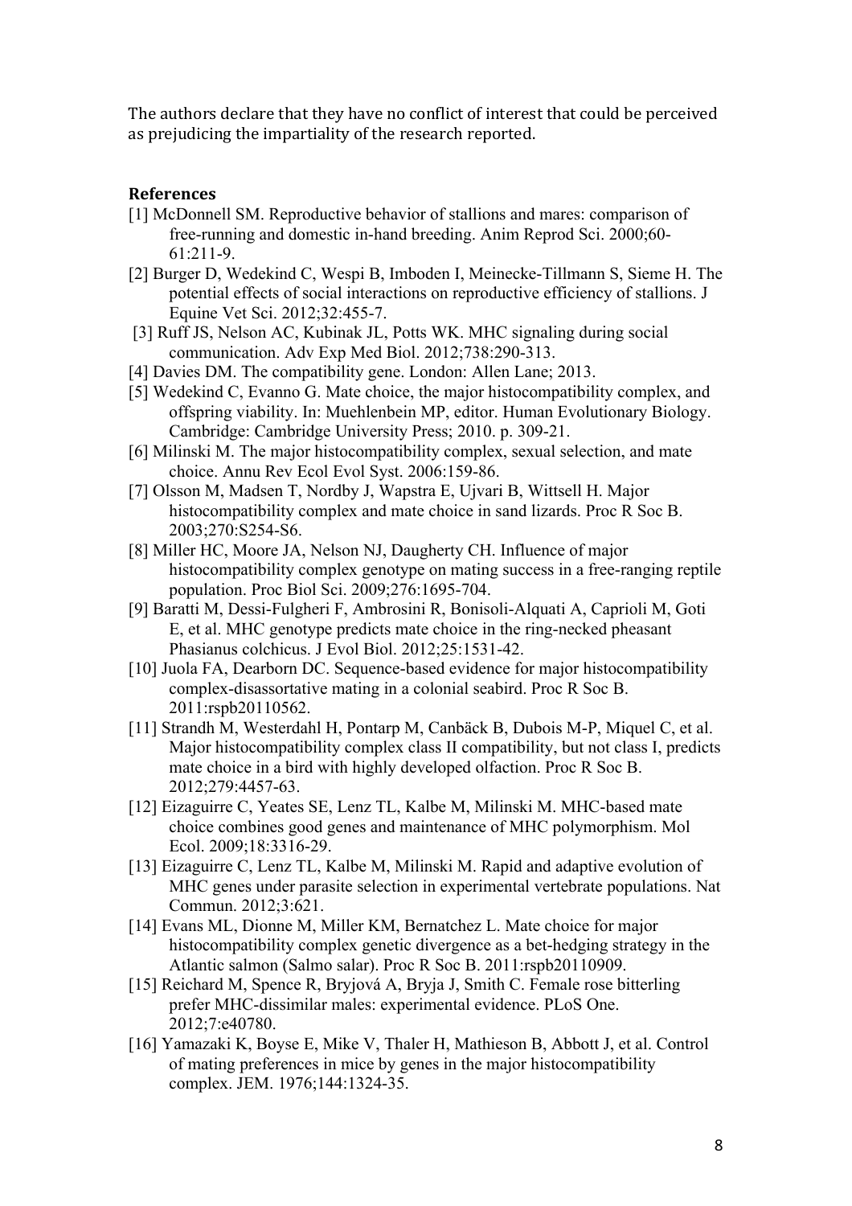The authors declare that they have no conflict of interest that could be perceived as prejudicing the impartiality of the research reported.

## References

[1] McDonnell SM. Reproductive behavior of stallions and mares: comparison of free-running and domestic in-hand breeding. Anim Reprod Sci. 2000;60-61:211-9.

[2] Burger D, Wedekind C, Wespi B, Imboden I, Meinecke-Tillmann S, Sieme H. The potential effects of social interactions on reproductive efficiency of stallions. J Equine Vet Sci. 2012;32:455-7.

[3] Ruff JS, Nelson AC, Kubinak JL, Potts WK. MHC signaling during social communication. Adv Exp Med Biol. 2012;738:290-313.

[4] Davies DM. The compatibility gene. London: Allen Lane; 2013.

[5] Wedekind C, Evanno G. Mate choice, the major histocompatibility complex, and offspring viability. In: Muehlenbein MP, editor. Human Evolutionary Biology. Cambridge: Cambridge University Press; 2010. p. 309-21.

[6] Milinski M. The major histocompatibility complex, sexual selection, and mate choice. Annu Rev Ecol Evol Syst. 2006:159-86.

[7] Olsson M, Madsen T, Nordby J, Wapstra E, Ujvari B, Wittsell H. Major histocompatibility complex and mate choice in sand lizards. Proc R Soc B. 2003;270:S254-S6.

[8] Miller HC, Moore JA, Nelson NJ, Daugherty CH. Influence of major histocompatibility complex genotype on mating success in a free-ranging reptile population. Proc Biol Sci. 2009;276:1695-704.

[9] Baratti M, Dessì-Fulgheri F, Ambrosini R, Bonisoli-Alquati A, Caprioli M, Goti E, et al. MHC genotype predicts mate choice in the ring-necked pheasant Phasianus colchicus. J Evol Biol. 2012;25:1531-42.

[10] Juola FA, Dearborn DC. Sequence-based evidence for major histocompatibility complex-disassortative mating in a colonial seabird. Proc R Soc B. 2011:rspb20110562.

[11] Strandh M, Westerdahl H, Pontarp M, Canbäck B, Dubois M-P, Miquel C, et al. Major histocompatibility complex class II compatibility, but not class I, predicts mate choice in a bird with highly developed olfaction. Proc R Soc B. 2012;279:4457-63.

[12] Eizaguirre C, Yeates SE, Lenz TL, Kalbe M, Milinski M. MHC-based mate choice combines good genes and maintenance of MHC polymorphism. Mol Ecol. 2009;18:3316-29.

[13] Eizaguirre C, Lenz TL, Kalbe M, Milinski M. Rapid and adaptive evolution of MHC genes under parasite selection in experimental vertebrate populations. Nat Commun. 2012;3:621.

[14] Evans ML, Dionne M, Miller KM, Bernatchez L. Mate choice for major histocompatibility complex genetic divergence as a bet-hedging strategy in the Atlantic salmon (Salmo salar). Proc R Soc B. 2011:rspb20110909.

[15] Reichard M, Spence R, Bryjová A, Bryja J, Smith C. Female rose bitterling prefer MHC-dissimilar males: experimental evidence. PLoS One. 2012;7:e40780.

[16] Yamazaki K, Boyse E, Mike V, Thaler H, Mathieson B, Abbott J, et al. Control of mating preferences in mice by genes in the major histocompatibility complex. JEM. 1976;144:1324-35.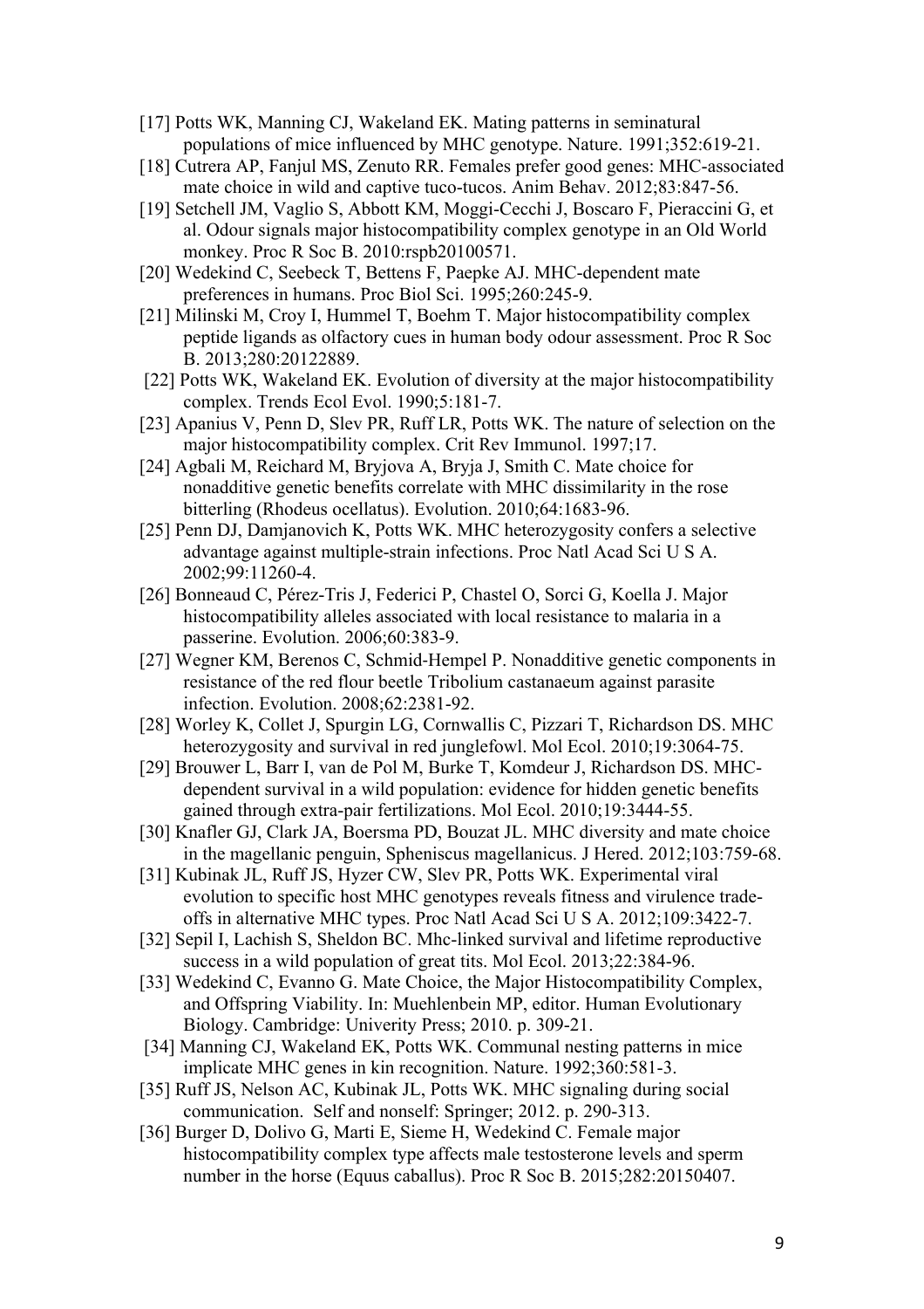[17] Potts WK, Manning CJ, Wakeland EK. Mating patterns in seminatural populations of mice influenced by MHC genotype. Nature. 1991;352:619-21.

[18] Cutrera AP, Fanjul MS, Zenuto RR. Females prefer good genes: MHC-associated mate choice in wild and captive tuco-tucos. Anim Behav. 2012;83:847-56.

[19] Setchell JM, Vaglio S, Abbott KM, Moggi-Cecchi J, Boscaro F, Pieraccini G, et al. Odour signals major histocompatibility complex genotype in an Old World monkey. Proc R Soc B. 2010:rspb20100571.

[20] Wedekind C, Seebeck T, Bettens F, Paepke AJ. MHC-dependent mate preferences in humans. Proc Biol Sci. 1995;260:245-9.

[21] Milinski M, Croy I, Hummel T, Boehm T. Major histocompatibility complex peptide ligands as olfactory cues in human body odour assessment. Proc R Soc B. 2013;280:20122889.

[22] Potts WK, Wakeland EK. Evolution of diversity at the major histocompatibility complex. Trends Ecol Evol. 1990;5:181-7.

[23] Apanius V, Penn D, Slev PR, Ruff LR, Potts WK. The nature of selection on the major histocompatibility complex. Crit Rev Immunol. 1997;17.

[24] Agbali M, Reichard M, Bryjova A, Bryja J, Smith C. Mate choice for nonadditive genetic benefits correlate with MHC dissimilarity in the rose bitterling (Rhodeus ocellatus). Evolution. 2010;64:1683-96.

[25] Penn DJ, Damjanovich K, Potts WK. MHC heterozygosity confers a selective advantage against multiple-strain infections. Proc Natl Acad Sci U S A. 2002;99:11260-4.

[26] Bonneaud C, Pérez-Tris J, Federici P, Chastel O, Sorci G, Koella J. Major histocompatibility alleles associated with local resistance to malaria in a passerine. Evolution. 2006;60:383-9.

[27] Wegner KM, Berenos C, Schmid-Hempel P. Nonadditive genetic components in resistance of the red flour beetle Tribolium castanaeum against parasite infection. Evolution. 2008;62:2381-92.

[28] Worley K, Collet J, Spurgin LG, Cornwallis C, Pizzari T, Richardson DS. MHC heterozygosity and survival in red junglefowl. Mol Ecol. 2010;19:3064-75.

[29] Brouwer L, Barr I, van de Pol M, Burke T, Komdeur J, Richardson DS. MHC-dependent survival in a wild population: evidence for hidden genetic benefits gained through extra-pair fertilizations. Mol Ecol. 2010;19:3444-55.

[30] Knafler GJ, Clark JA, Boersma PD, Bouzat JL. MHC diversity and mate choice in the magellanic penguin, Spheniscus magellanicus. J Hered. 2012;103:759-68.

[31] Kubinak JL, Ruff JS, Hyzer CW, Slev PR, Potts WK. Experimental viral evolution to specific host MHC genotypes reveals fitness and virulence trade-offs in alternative MHC types. Proc Natl Acad Sci U S A. 2012;109:3422-7.

[32] Sepil I, Lachish S, Sheldon BC. Mhc-linked survival and lifetime reproductive success in a wild population of great tits. Mol Ecol. 2013;22:384-96.

[33] Wedekind C, Evanno G. Mate Choice, the Major Histocompatibility Complex, and Offspring Viability. In: Muehlenbein MP, editor. Human Evolutionary Biology. Cambridge: Univerity Press; 2010. p. 309-21.

[34] Manning CJ, Wakeland EK, Potts WK. Communal nesting patterns in mice implicate MHC genes in kin recognition. Nature. 1992;360:581-3.

[35] Ruff JS, Nelson AC, Kubinak JL, Potts WK. MHC signaling during social communication. Self and nonself: Springer; 2012. p. 290-313.

[36] Burger D, Dolivo G, Marti E, Sieme H, Wedekind C. Female major histocompatibility complex type affects male testosterone levels and sperm number in the horse (Equus caballus). Proc R Soc B. 2015;282:20150407.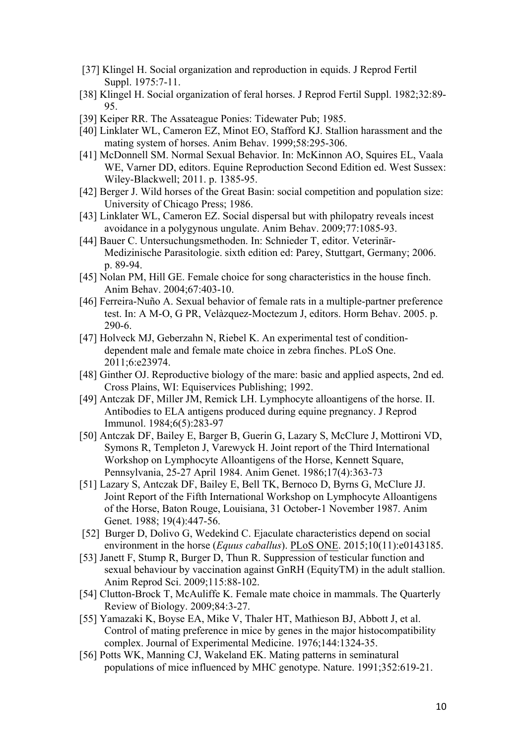[37] Klingel H. Social organization and reproduction in equids. J Reprod Fertil Suppl. 1975:7-11.

[38] Klingel H. Social organization of feral horses. J Reprod Fertil Suppl. 1982;32:89-95.

[39] Keiper RR. The Assateague Ponies: Tidewater Pub; 1985.

[40] Linklater WL, Cameron EZ, Minot EO, Stafford KJ. Stallion harassment and the mating system of horses. Anim Behav. 1999;58:295-306.

[41] McDonnell SM. Normal Sexual Behavior. In: McKinnon AO, Squires EL, Vaala WE, Varner DD, editors. Equine Reproduction Second Edition ed. West Sussex: Wiley-Blackwell; 2011. p. 1385-95.

[42] Berger J. Wild horses of the Great Basin: social competition and population size: University of Chicago Press; 1986.

[43] Linklater WL, Cameron EZ. Social dispersal but with philopatry reveals incest avoidance in a polygynous ungulate. Anim Behav. 2009;77:1085-93.

[44] Bauer C. Untersuchungsmethoden. In: Schnieder T, editor. Veterinär-Medizinische Parasitologie. sixth edition ed: Parey, Stuttgart, Germany; 2006. p. 89-94.

[45] Nolan PM, Hill GE. Female choice for song characteristics in the house finch. Anim Behav. 2004;67:403-10.

[46] Ferreira-Nuño A. Sexual behavior of female rats in a multiple-partner preference test. In: A M-O, G PR, Velàzquez-Moctezum J, editors. Horm Behav. 2005. p. 290-6.

[47] Holveck MJ, Geberzahn N, Riebel K. An experimental test of condition-dependent male and female mate choice in zebra finches. PLoS One. 2011;6:e23974.

[48] Ginther OJ. Reproductive biology of the mare: basic and applied aspects, 2nd ed. Cross Plains, WI: Equiservices Publishing; 1992.

[49] Antczak DF, Miller JM, Remick LH. Lymphocyte alloantigens of the horse. II. Antibodies to ELA antigens produced during equine pregnancy. J Reprod Immunol. 1984;6(5):283-97

[50] Antczak DF, Bailey E, Barger B, Guerin G, Lazary S, McClure J, Mottironi VD, Symons R, Templeton J, Varewyck H. Joint report of the Third International Workshop on Lymphocyte Alloantigens of the Horse, Kennett Square, Pennsylvania, 25-27 April 1984. Anim Genet. 1986;17(4):363-73

[51] Lazary S, Antczak DF, Bailey E, Bell TK, Bernoco D, Byrns G, McClure JJ. Joint Report of the Fifth International Workshop on Lymphocyte Alloantigens of the Horse, Baton Rouge, Louisiana, 31 October-1 November 1987. Anim Genet. 1988; 19(4):447-56.

[52] Burger D, Dolivo G, Wedekind C. Ejaculate characteristics depend on social environment in the horse (*Equus caballus*). PLoS ONE. 2015;10(11):e0143185.

[53] Janett F, Stump R, Burger D, Thun R. Suppression of testicular function and sexual behaviour by vaccination against GnRH (EquityTM) in the adult stallion. Anim Reprod Sci. 2009;115:88-102.

[54] Clutton-Brock T, McAuliffe K. Female mate choice in mammals. The Quarterly Review of Biology. 2009;84:3-27.

[55] Yamazaki K, Boyse EA, Mike V, Thaler HT, Mathieson BJ, Abbott J, et al. Control of mating preference in mice by genes in the major histocompatibility complex. Journal of Experimental Medicine. 1976;144:1324-35.

[56] Potts WK, Manning CJ, Wakeland EK. Mating patterns in seminatural populations of mice influenced by MHC genotype. Nature. 1991;352:619-21.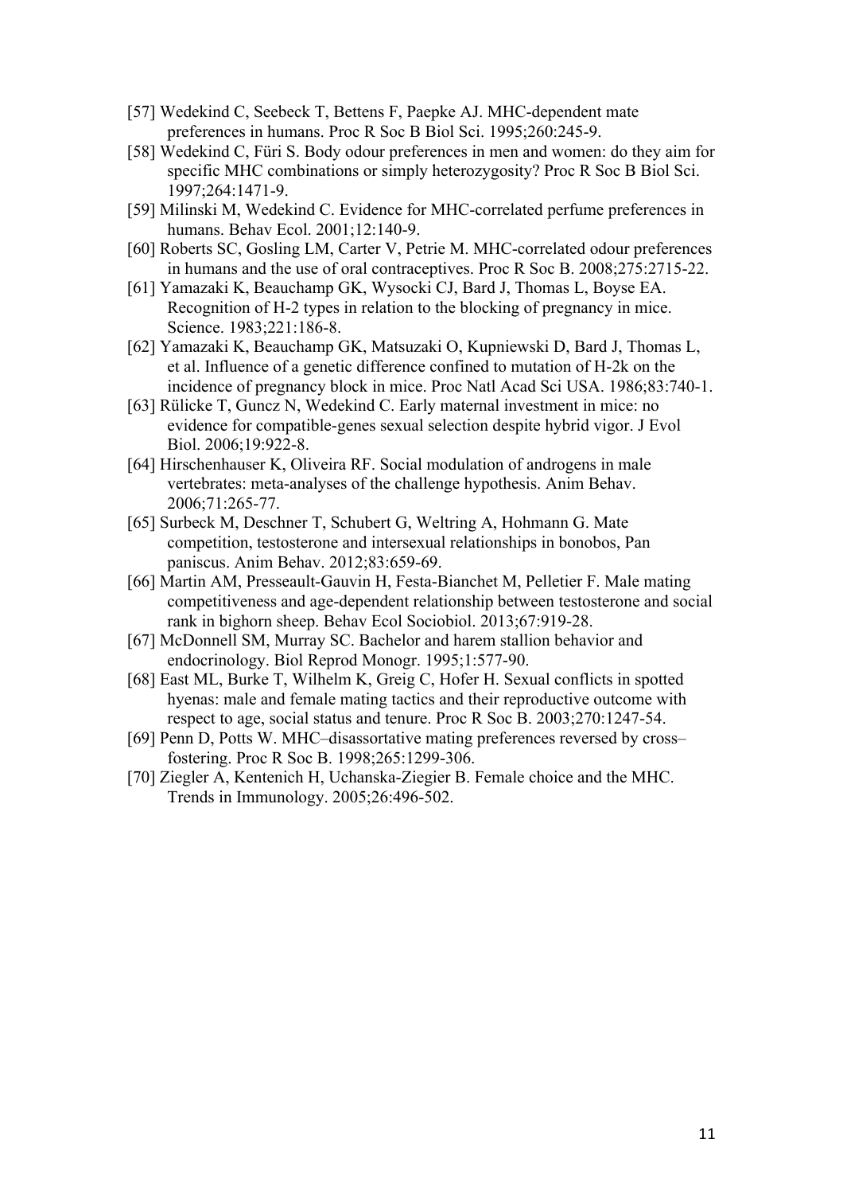[57] Wedekind C, Seebeck T, Bettens F, Paepke AJ. MHC-dependent mate preferences in humans. Proc R Soc B Biol Sci. 1995;260:245-9.

[58] Wedekind C, Füri S. Body odour preferences in men and women: do they aim for specific MHC combinations or simply heterozygosity? Proc R Soc B Biol Sci. 1997;264:1471-9.

[59] Milinski M, Wedekind C. Evidence for MHC-correlated perfume preferences in humans. Behav Ecol. 2001;12:140-9.

[60] Roberts SC, Gosling LM, Carter V, Petrie M. MHC-correlated odour preferences in humans and the use of oral contraceptives. Proc R Soc B. 2008;275:2715-22.

[61] Yamazaki K, Beauchamp GK, Wysocki CJ, Bard J, Thomas L, Boyse EA. Recognition of H-2 types in relation to the blocking of pregnancy in mice. Science. 1983;221:186-8.

[62] Yamazaki K, Beauchamp GK, Matsuzaki O, Kupniewski D, Bard J, Thomas L, et al. Influence of a genetic difference confined to mutation of H-2k on the incidence of pregnancy block in mice. Proc Natl Acad Sci USA. 1986;83:740-1.

[63] Rülicke T, Guncz N, Wedekind C. Early maternal investment in mice: no evidence for compatible-genes sexual selection despite hybrid vigor. J Evol Biol. 2006;19:922-8.

[64] Hirschenhauser K, Oliveira RF. Social modulation of androgens in male vertebrates: meta-analyses of the challenge hypothesis. Anim Behav. 2006;71:265-77.

[65] Surbeck M, Deschner T, Schubert G, Weltring A, Hohmann G. Mate competition, testosterone and intersexual relationships in bonobos, Pan paniscus. Anim Behav. 2012;83:659-69.

[66] Martin AM, Presseault-Gauvin H, Festa-Bianchet M, Pelletier F. Male mating competitiveness and age-dependent relationship between testosterone and social rank in bighorn sheep. Behav Ecol Sociobiol. 2013;67:919-28.

[67] McDonnell SM, Murray SC. Bachelor and harem stallion behavior and endocrinology. Biol Reprod Monogr. 1995;1:577-90.

[68] East ML, Burke T, Wilhelm K, Greig C, Hofer H. Sexual conflicts in spotted hyenas: male and female mating tactics and their reproductive outcome with respect to age, social status and tenure. Proc R Soc B. 2003;270:1247-54.

[69] Penn D, Potts W. MHC–disassortative mating preferences reversed by cross–fostering. Proc R Soc B. 1998;265:1299-306.

[70] Ziegler A, Kentenich H, Uchanska-Ziegier B. Female choice and the MHC. Trends in Immunology. 2005;26:496-502.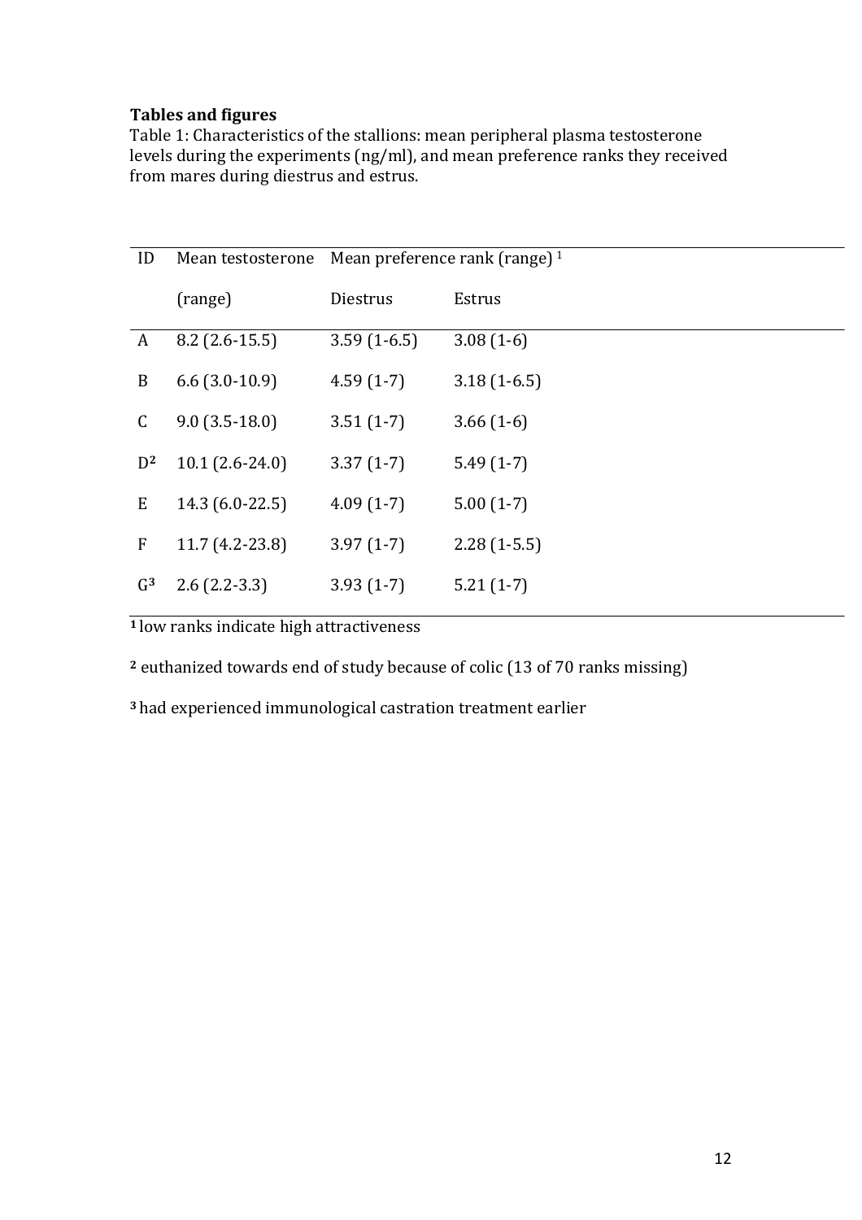**Tables and figures**

Table 1: Characteristics of the stallions: mean peripheral plasma testosterone levels during the experiments (ng/ml), and mean preference ranks they received from mares during diestrus and estrus.

| ID | Mean testosterone (range) | Mean preference rank (range) [1] | |
|---|---|---|---|
| | | Diestrus | Estrus |
| A | 8.2 (2.6-15.5) | 3.59 (1-6.5) | 3.08 (1-6) |
| B | 6.6 (3.0-10.9) | 4.59 (1-7) | 3.18 (1-6.5) |
| C | 9.0 (3.5-18.0) | 3.51 (1-7) | 3.66 (1-6) |
| D[2] | 10.1 (2.6-24.0) | 3.37 (1-7) | 5.49 (1-7) |
| E | 14.3 (6.0-22.5) | 4.09 (1-7) | 5.00 (1-7) |
| F | 11.7 (4.2-23.8) | 3.97 (1-7) | 2.28 (1-5.5) |
| G[3] | 2.6 (2.2-3.3) | 3.93 (1-7) | 5.21 (1-7) |

[1] low ranks indicate high attractiveness

[2] euthanized towards end of study because of colic (13 of 70 ranks missing)

[3] had experienced immunological castration treatment earlier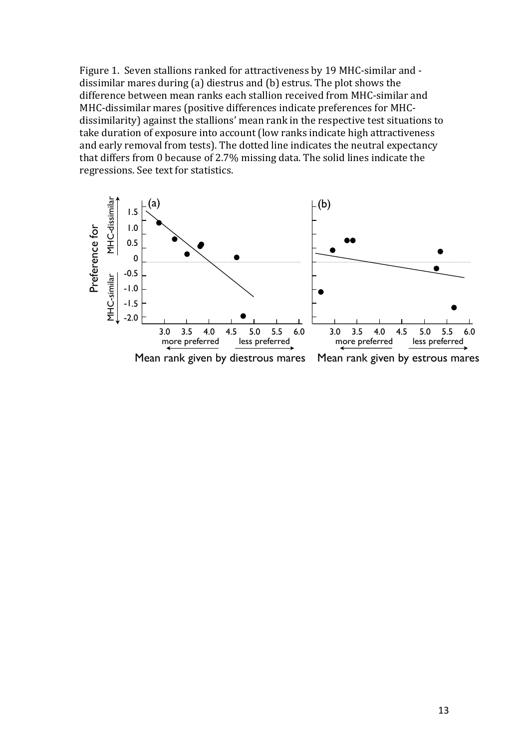Figure 1. Seven stallions ranked for attractiveness by 19 MHC-similar and -dissimilar mares during (a) diestrus and (b) estrus. The plot shows the difference between mean ranks each stallion received from MHC-similar and MHC-dissimilar mares (positive differences indicate preferences for MHC-dissimilarity) against the stallions' mean rank in the respective test situations to take duration of exposure into account (low ranks indicate high attractiveness and early removal from tests). The dotted line indicates the neutral expectancy that differs from 0 because of 2.7% missing data. The solid lines indicate the regressions. See text for statistics.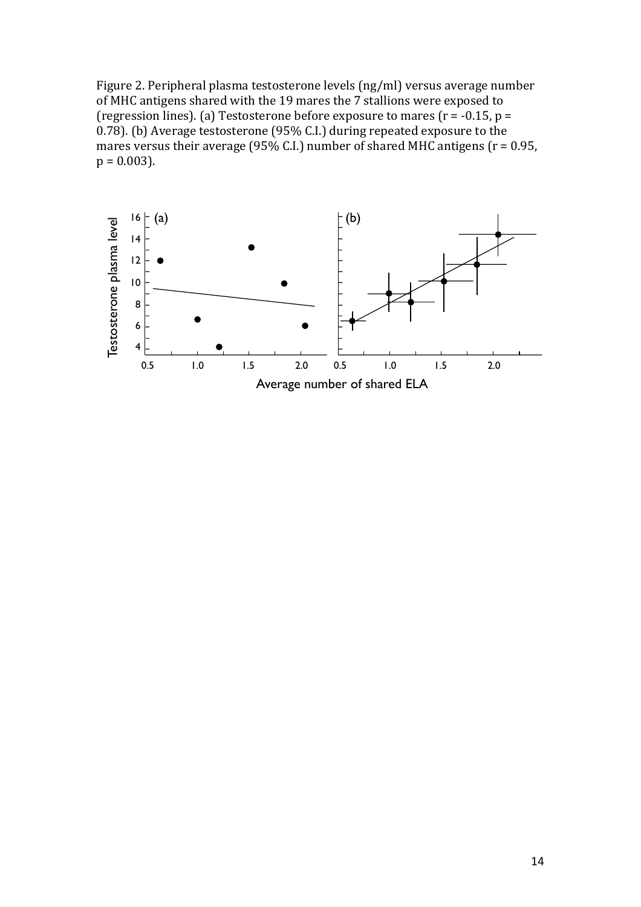Figure 2. Peripheral plasma testosterone levels (ng/ml) versus average number of MHC antigens shared with the 19 mares the 7 stallions were exposed to (regression lines). (a) Testosterone before exposure to mares ($r = -0.15$, $p = 0.78$). (b) Average testosterone (95% C.I.) during repeated exposure to the mares versus their average (95% C.I.) number of shared MHC antigens ($r = 0.95$, $p = 0.003$).

(a)

(b)

Testosterone plasma level

16
14
12
10
8
6
4

0.5 1.0 1.5 2.0 0.5 1.0 1.5 2.0

Average number of shared ELA